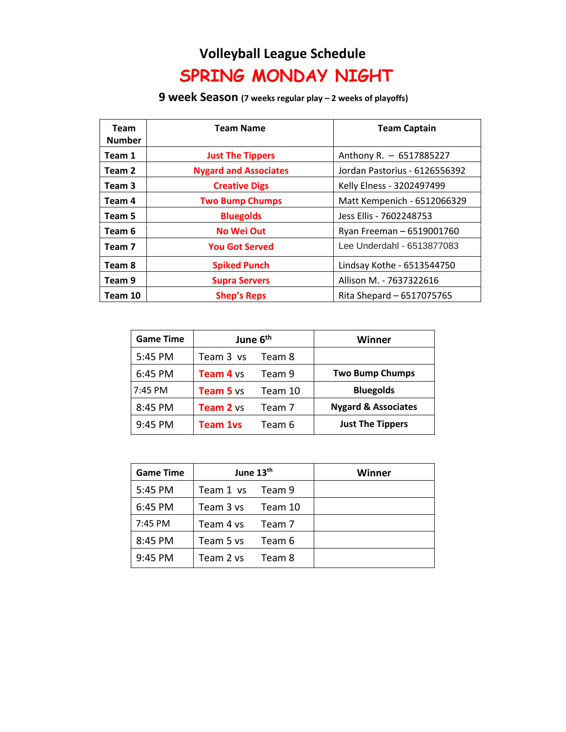# Volleyball League Schedule

# SPRING MONDAY NIGHT

**9 week Season (7 weeks regular play – 2 weeks of playoffs)**

| Team Number | Team Name | Team Captain |
|---|---|---|
| **Team 1** | **Just The Tippers** | Anthony R. – 6517885227 |
| **Team 2** | **Nygard and Associates** | Jordan Pastorius - 6126556392 |
| **Team 3** | **Creative Digs** | Kelly Elness - 3202497499 |
| **Team 4** | **Two Bump Chumps** | Matt Kempenich - 6512066329 |
| **Team 5** | **Bluegolds** | Jess Ellis - 7602248753 |
| **Team 6** | **No Wei Out** | Ryan Freeman – 6519001760 |
| **Team 7** | **You Got Served** | Lee Underdahl - 6513877083 |
| **Team 8** | **Spiked Punch** | Lindsay Kothe - 6513544750 |
| **Team 9** | **Supra Servers** | Allison M. - 7637322616 |
| **Team 10** | **Shep's Reps** | Rita Shepard – 6517075765 |

| Game Time | June 6th | Winner |
|---|---|---|
| 5:45 PM | Team 3 vs Team 8 | |
| 6:45 PM | **Team 4** vs Team 9 | **Two Bump Chumps** |
| 7:45 PM | **Team 5** vs Team 10 | **Bluegolds** |
| 8:45 PM | **Team 2** vs Team 7 | **Nygard & Associates** |
| 9:45 PM | **Team 1vs** Team 6 | **Just The Tippers** |

| Game Time | June 13th | Winner |
|---|---|---|
| 5:45 PM | Team 1 vs Team 9 | |
| 6:45 PM | Team 3 vs Team 10 | |
| 7:45 PM | Team 4 vs Team 7 | |
| 8:45 PM | Team 5 vs Team 6 | |
| 9:45 PM | Team 2 vs Team 8 | |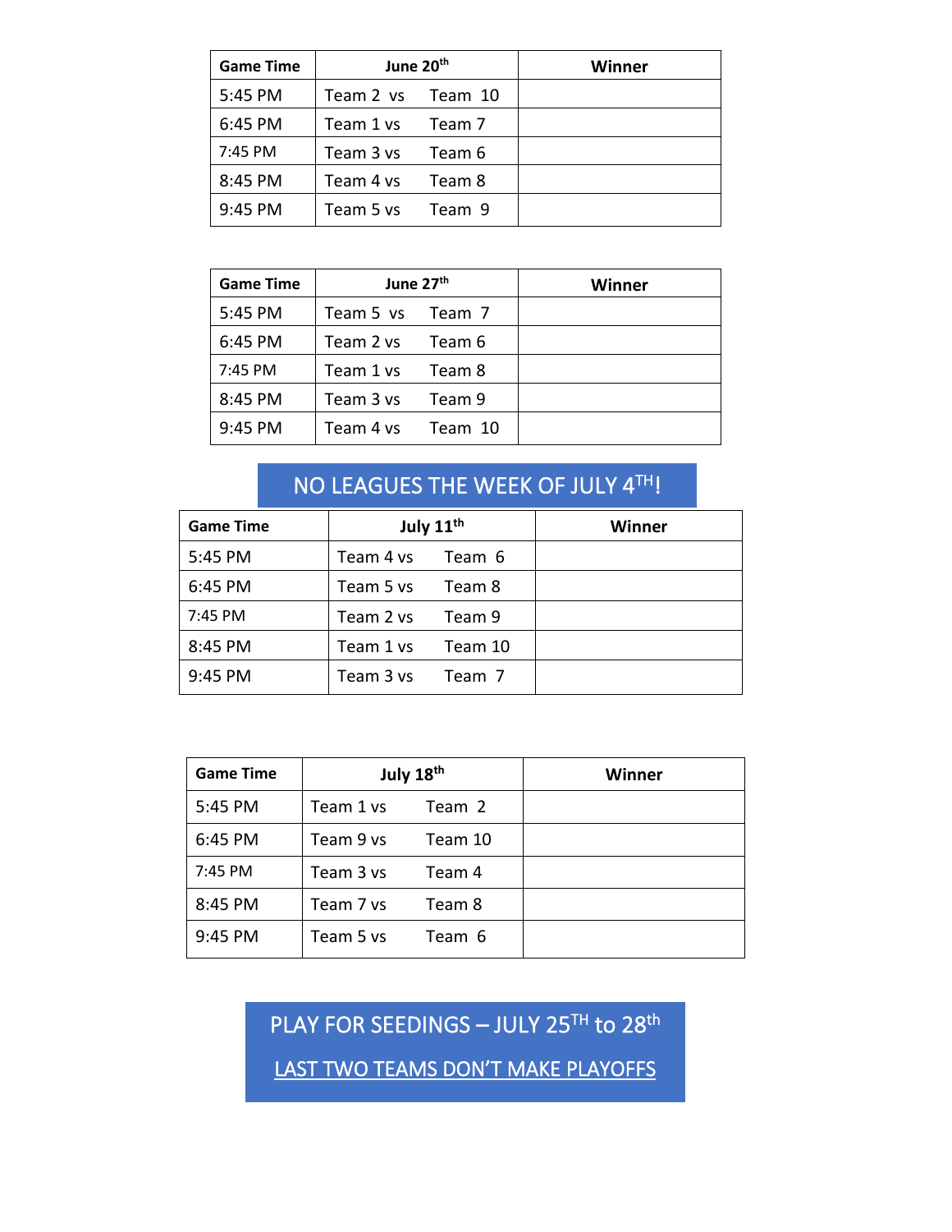| Game Time | June 20th | Winner |
|---|---|---|
| 5:45 PM | Team 2 vs Team 10 | |
| 6:45 PM | Team 1 vs Team 7 | |
| 7:45 PM | Team 3 vs Team 6 | |
| 8:45 PM | Team 4 vs Team 8 | |
| 9:45 PM | Team 5 vs Team 9 | |

| Game Time | June 27th | Winner |
|---|---|---|
| 5:45 PM | Team 5 vs Team 7 | |
| 6:45 PM | Team 2 vs Team 6 | |
| 7:45 PM | Team 1 vs Team 8 | |
| 8:45 PM | Team 3 vs Team 9 | |
| 9:45 PM | Team 4 vs Team 10 | |

**NO LEAGUES THE WEEK OF JULY 4TH!**

| Game Time | July 11th | Winner |
|---|---|---|
| 5:45 PM | Team 4 vs Team 6 | |
| 6:45 PM | Team 5 vs Team 8 | |
| 7:45 PM | Team 2 vs Team 9 | |
| 8:45 PM | Team 1 vs Team 10 | |
| 9:45 PM | Team 3 vs Team 7 | |

| Game Time | July 18th | Winner |
|---|---|---|
| 5:45 PM | Team 1 vs Team 2 | |
| 6:45 PM | Team 9 vs Team 10 | |
| 7:45 PM | Team 3 vs Team 4 | |
| 8:45 PM | Team 7 vs Team 8 | |
| 9:45 PM | Team 5 vs Team 6 | |

**PLAY FOR SEEDINGS – JULY 25TH to 28th**

**LAST TWO TEAMS DON'T MAKE PLAYOFFS**